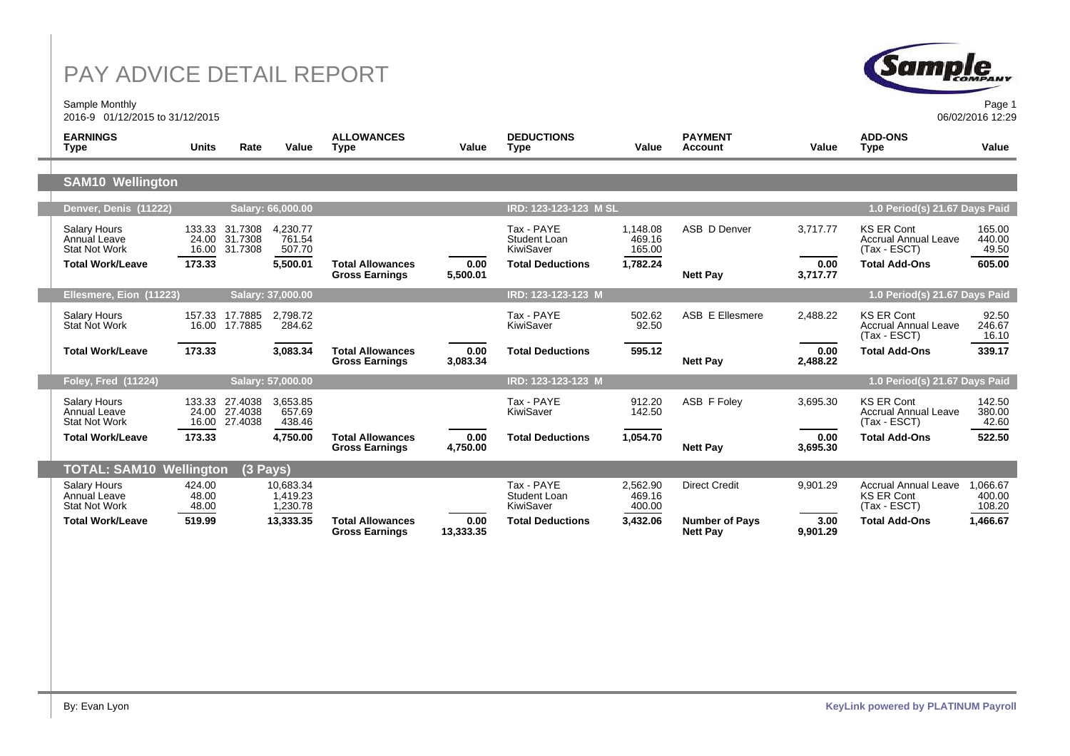# PAY ADVICE DETAIL REPORT

Sample Monthly
2016-9 01/12/2015 to 31/12/2015

06/02/2016 12:29

| EARNINGS Type | Units | Rate | Value | ALLOWANCES Type | Value | DEDUCTIONS Type | Value | PAYMENT Account | Value | ADD-ONS Type | Value |
|---|---|---|---|---|---|---|---|---|---|---|---|
| **SAM10 Wellington** | | | | | | | | | | | |
| **Denver, Denis (11222)** | | **Salary: 66,000.00** | | | | **IRD: 123-123-123 M SL** | | | | **1.0 Period(s) 21.67 Days Paid** | |
| Salary Hours | 133.33 | 31.7308 | 4,230.77 | | | Tax - PAYE | 1,148.08 | ASB D Denver | 3,717.77 | KS ER Cont | 165.00 |
| Annual Leave | 24.00 | 31.7308 | 761.54 | | | Student Loan | 469.16 | | | Accrual Annual Leave | 440.00 |
| Stat Not Work | 16.00 | 31.7308 | 507.70 | | | KiwiSaver | 165.00 | | | (Tax - ESCT) | 49.50 |
| **Total Work/Leave** | **173.33** | | **5,500.01** | **Total Allowances** | **0.00** | **Total Deductions** | **1,782.24** | | **0.00** | **Total Add-Ons** | **605.00** |
| | | | | **Gross Earnings** | **5,500.01** | | | **Nett Pay** | **3,717.77** | | |
| **Ellesmere, Eion (11223)** | | **Salary: 37,000.00** | | | | **IRD: 123-123-123 M** | | | | **1.0 Period(s) 21.67 Days Paid** | |
| Salary Hours | 157.33 | 17.7885 | 2,798.72 | | | Tax - PAYE | 502.62 | ASB E Ellesmere | 2,488.22 | KS ER Cont | 92.50 |
| Stat Not Work | 16.00 | 17.7885 | 284.62 | | | KiwiSaver | 92.50 | | | Accrual Annual Leave | 246.67 |
| | | | | | | | | | | (Tax - ESCT) | 16.10 |
| **Total Work/Leave** | **173.33** | | **3,083.34** | **Total Allowances** | **0.00** | **Total Deductions** | **595.12** | | **0.00** | **Total Add-Ons** | **339.17** |
| | | | | **Gross Earnings** | **3,083.34** | | | **Nett Pay** | **2,488.22** | | |
| **Foley, Fred (11224)** | | **Salary: 57,000.00** | | | | **IRD: 123-123-123 M** | | | | **1.0 Period(s) 21.67 Days Paid** | |
| Salary Hours | 133.33 | 27.4038 | 3,653.85 | | | Tax - PAYE | 912.20 | ASB F Foley | 3,695.30 | KS ER Cont | 142.50 |
| Annual Leave | 24.00 | 27.4038 | 657.69 | | | KiwiSaver | 142.50 | | | Accrual Annual Leave | 380.00 |
| Stat Not Work | 16.00 | 27.4038 | 438.46 | | | | | | | (Tax - ESCT) | 42.60 |
| **Total Work/Leave** | **173.33** | | **4,750.00** | **Total Allowances** | **0.00** | **Total Deductions** | **1,054.70** | | **0.00** | **Total Add-Ons** | **522.50** |
| | | | | **Gross Earnings** | **4,750.00** | | | **Nett Pay** | **3,695.30** | | |
| **TOTAL: SAM10 Wellington (3 Pays)** | | | | | | | | | | | |
| Salary Hours | 424.00 | | 10,683.34 | | | Tax - PAYE | 2,562.90 | Direct Credit | 9,901.29 | Accrual Annual Leave | 1,066.67 |
| Annual Leave | 48.00 | | 1,419.23 | | | Student Loan | 469.16 | | | KS ER Cont | 400.00 |
| Stat Not Work | 48.00 | | 1,230.78 | | | KiwiSaver | 400.00 | | | (Tax - ESCT) | 108.20 |
| **Total Work/Leave** | **519.99** | | **13,333.35** | **Total Allowances** | **0.00** | **Total Deductions** | **3,432.06** | **Number of Pays** | **3.00** | **Total Add-Ons** | **1,466.67** |
| | | | | **Gross Earnings** | **13,333.35** | | | **Nett Pay** | **9,901.29** | | |

By: Evan Lyon

KeyLink powered by PLATINUM Payroll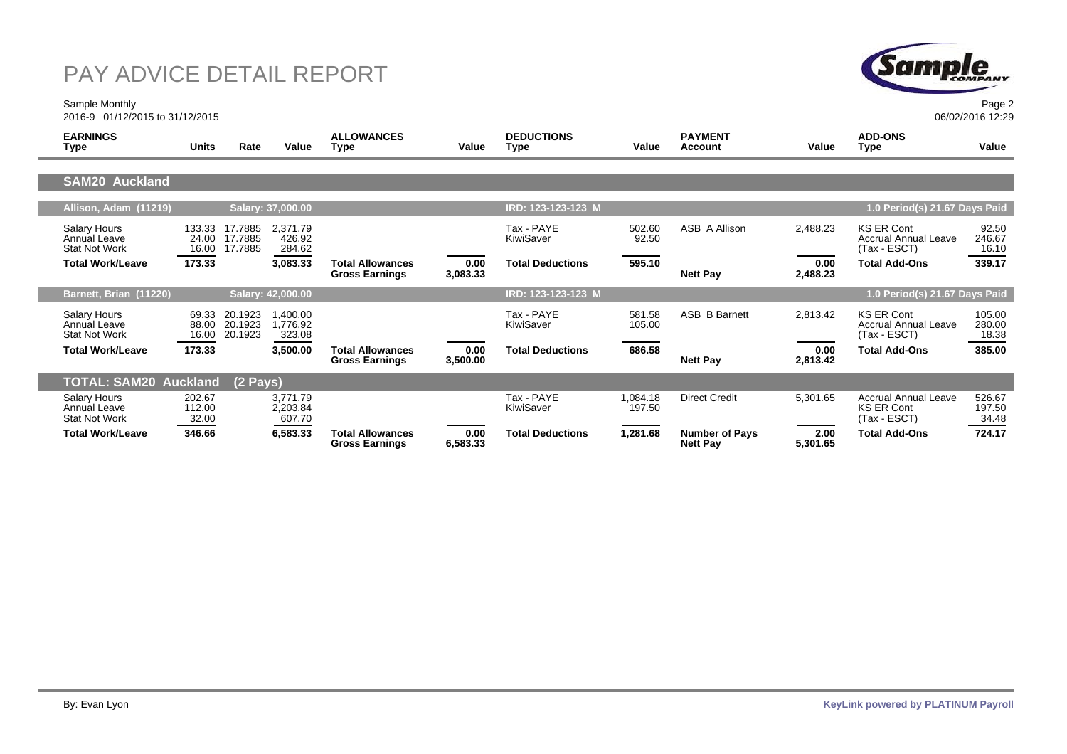# PAY ADVICE DETAIL REPORT

Sample Monthly
2016-9 01/12/2015 to 31/12/2015

06/02/2016 12:29

| EARNINGS Type | Units | Rate | Value | ALLOWANCES Type | Value | DEDUCTIONS Type | Value | PAYMENT Account | Value | ADD-ONS Type | Value |
|---|---|---|---|---|---|---|---|---|---|---|---|
| **SAM20 Auckland** | | | | | | | | | | | |
| **Allison, Adam (11219)** | | **Salary: 37,000.00** | | | | **IRD: 123-123-123 M** | | | | **1.0 Period(s) 21.67 Days Paid** | |
| Salary Hours | 133.33 | 17.7885 | 2,371.79 | | | Tax - PAYE | 502.60 | ASB A Allison | 2,488.23 | KS ER Cont | 92.50 |
| Annual Leave | 24.00 | 17.7885 | 426.92 | | | KiwiSaver | 92.50 | | | Accrual Annual Leave | 246.67 |
| Stat Not Work | 16.00 | 17.7885 | 284.62 | | | | | | | (Tax - ESCT) | 16.10 |
| **Total Work/Leave** | **173.33** | | **3,083.33** | **Total Allowances** | **0.00** | **Total Deductions** | **595.10** | | **0.00** | **Total Add-Ons** | **339.17** |
| | | | | **Gross Earnings** | **3,083.33** | | | **Nett Pay** | **2,488.23** | | |
| **Barnett, Brian (11220)** | | **Salary: 42,000.00** | | | | **IRD: 123-123-123 M** | | | | **1.0 Period(s) 21.67 Days Paid** | |
| Salary Hours | 69.33 | 20.1923 | 1,400.00 | | | Tax - PAYE | 581.58 | ASB B Barnett | 2,813.42 | KS ER Cont | 105.00 |
| Annual Leave | 88.00 | 20.1923 | 1,776.92 | | | KiwiSaver | 105.00 | | | Accrual Annual Leave | 280.00 |
| Stat Not Work | 16.00 | 20.1923 | 323.08 | | | | | | | (Tax - ESCT) | 18.38 |
| **Total Work/Leave** | **173.33** | | **3,500.00** | **Total Allowances** | **0.00** | **Total Deductions** | **686.58** | | **0.00** | **Total Add-Ons** | **385.00** |
| | | | | **Gross Earnings** | **3,500.00** | | | **Nett Pay** | **2,813.42** | | |
| **TOTAL: SAM20 Auckland** | **(2 Pays)** | | | | | | | | | | |
| Salary Hours | 202.67 | | 3,771.79 | | | Tax - PAYE | 1,084.18 | Direct Credit | 5,301.65 | Accrual Annual Leave | 526.67 |
| Annual Leave | 112.00 | | 2,203.84 | | | KiwiSaver | 197.50 | | | KS ER Cont | 197.50 |
| Stat Not Work | 32.00 | | 607.70 | | | | | | | (Tax - ESCT) | 34.48 |
| **Total Work/Leave** | **346.66** | | **6,583.33** | **Total Allowances** | **0.00** | **Total Deductions** | **1,281.68** | **Number of Pays** | **2.00** | **Total Add-Ons** | **724.17** |
| | | | | **Gross Earnings** | **6,583.33** | | | **Nett Pay** | **5,301.65** | | |

By: Evan Lyon

**KeyLink powered by PLATINUM Payroll**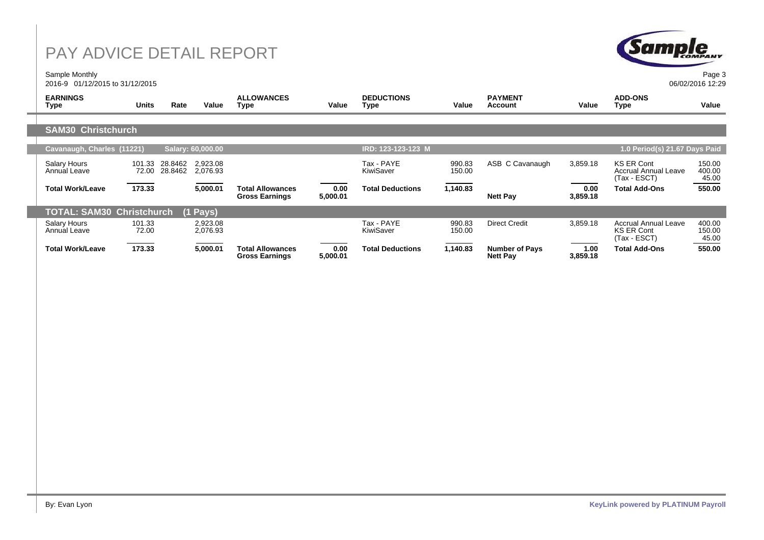# PAY ADVICE DETAIL REPORT

Sample Monthly

2016-9 01/12/2015 to 31/12/2015

06/02/2016 12:29

| EARNINGS Type | Units | Rate | Value | ALLOWANCES Type | Value | DEDUCTIONS Type | Value | PAYMENT Account | Value | ADD-ONS Type | Value |
|---|---|---|---|---|---|---|---|---|---|---|---|
| **SAM30 Christchurch** | | | | | | | | | | | |
| **Cavanaugh, Charles (11221)** | | **Salary: 60,000.00** | | | | **IRD: 123-123-123 M** | | | | **1.0 Period(s) 21.67 Days Paid** | |
| Salary Hours | 101.33 | 28.8462 | 2,923.08 | | | Tax - PAYE | 990.83 | ASB C Cavanaugh | 3,859.18 | KS ER Cont | 150.00 |
| Annual Leave | 72.00 | 28.8462 | 2,076.93 | | | KiwiSaver | 150.00 | | | Accrual Annual Leave | 400.00 |
| | | | | | | | | | | (Tax - ESCT) | 45.00 |
| **Total Work/Leave** | **173.33** | | **5,000.01** | **Total Allowances** | **0.00** | **Total Deductions** | **1,140.83** | | **0.00** | **Total Add-Ons** | **550.00** |
| | | | | **Gross Earnings** | **5,000.01** | | | **Nett Pay** | **3,859.18** | | |
| **TOTAL: SAM30 Christchurch** | | **(1 Pays)** | | | | | | | | | |
| Salary Hours | 101.33 | | 2,923.08 | | | Tax - PAYE | 990.83 | Direct Credit | 3,859.18 | Accrual Annual Leave | 400.00 |
| Annual Leave | 72.00 | | 2,076.93 | | | KiwiSaver | 150.00 | | | KS ER Cont | 150.00 |
| | | | | | | | | | | (Tax - ESCT) | 45.00 |
| **Total Work/Leave** | **173.33** | | **5,000.01** | **Total Allowances** | **0.00** | **Total Deductions** | **1,140.83** | **Number of Pays** | **1.00** | **Total Add-Ons** | **550.00** |
| | | | | **Gross Earnings** | **5,000.01** | | | **Nett Pay** | **3,859.18** | | |

By: Evan Lyon

**KeyLink powered by PLATINUM Payroll**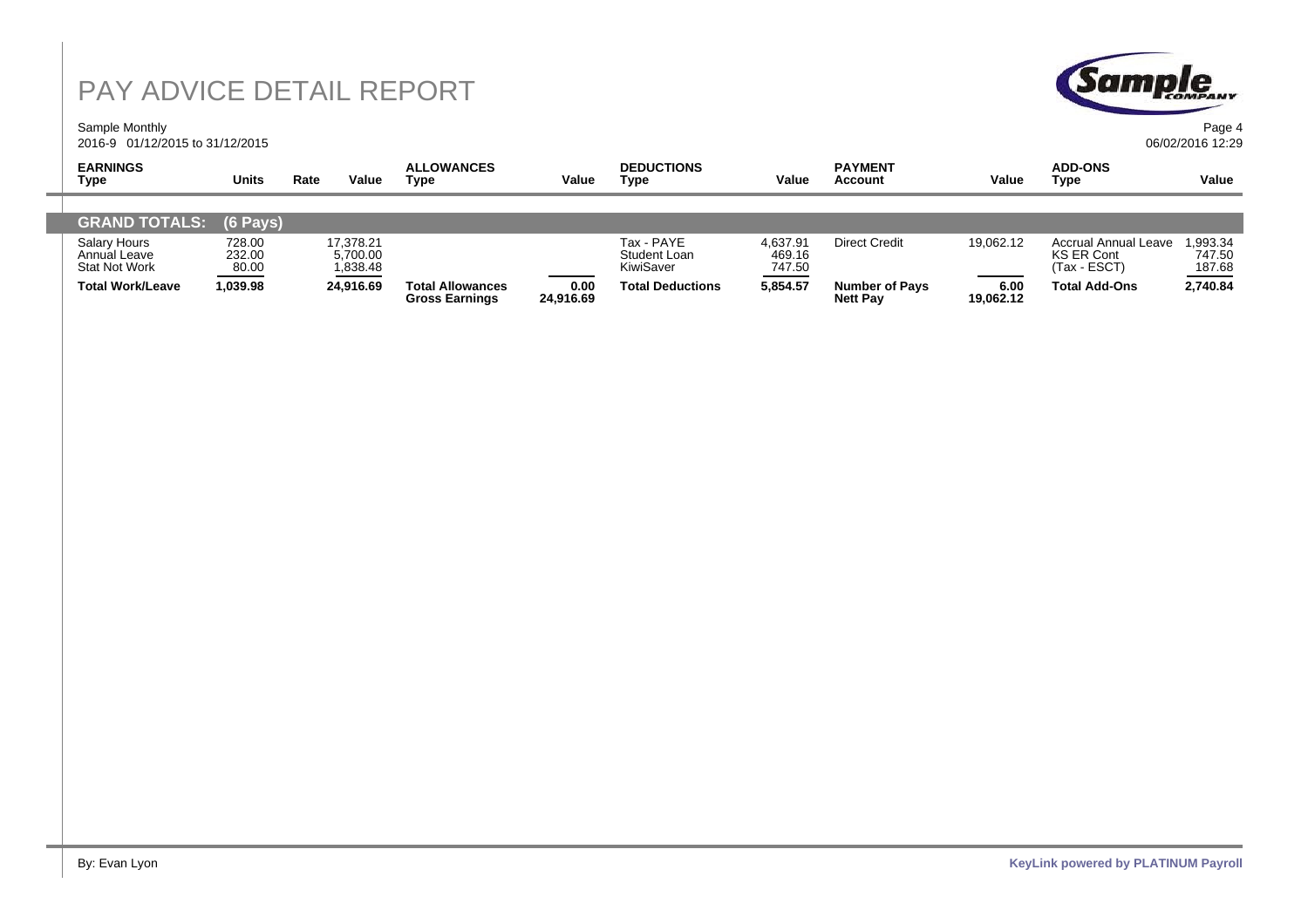# PAY ADVICE DETAIL REPORT

Sample Monthly
2016-9 01/12/2015 to 31/12/2015

06/02/2016 12:29

| EARNINGS Type | Units | Rate | Value | ALLOWANCES Type | Value | DEDUCTIONS Type | Value | PAYMENT Account | Value | ADD-ONS Type | Value |
|---|---|---|---|---|---|---|---|---|---|---|---|
| **GRAND TOTALS: (6 Pays)** | | | | | | | | | | | |
| Salary Hours | 728.00 | | 17,378.21 | | | Tax - PAYE | 4,637.91 | Direct Credit | 19,062.12 | Accrual Annual Leave | 1,993.34 |
| Annual Leave | 232.00 | | 5,700.00 | | | Student Loan | 469.16 | | | KS ER Cont | 747.50 |
| Stat Not Work | 80.00 | | 1,838.48 | | | KiwiSaver | 747.50 | | | (Tax - ESCT) | 187.68 |
| **Total Work/Leave** | **1,039.98** | | **24,916.69** | **Total Allowances** | **0.00** | **Total Deductions** | **5,854.57** | **Number of Pays** | **6.00** | **Total Add-Ons** | **2,740.84** |
| | | | | **Gross Earnings** | **24,916.69** | | | **Nett Pay** | **19,062.12** | | |

By: Evan Lyon

**KeyLink powered by PLATINUM Payroll**